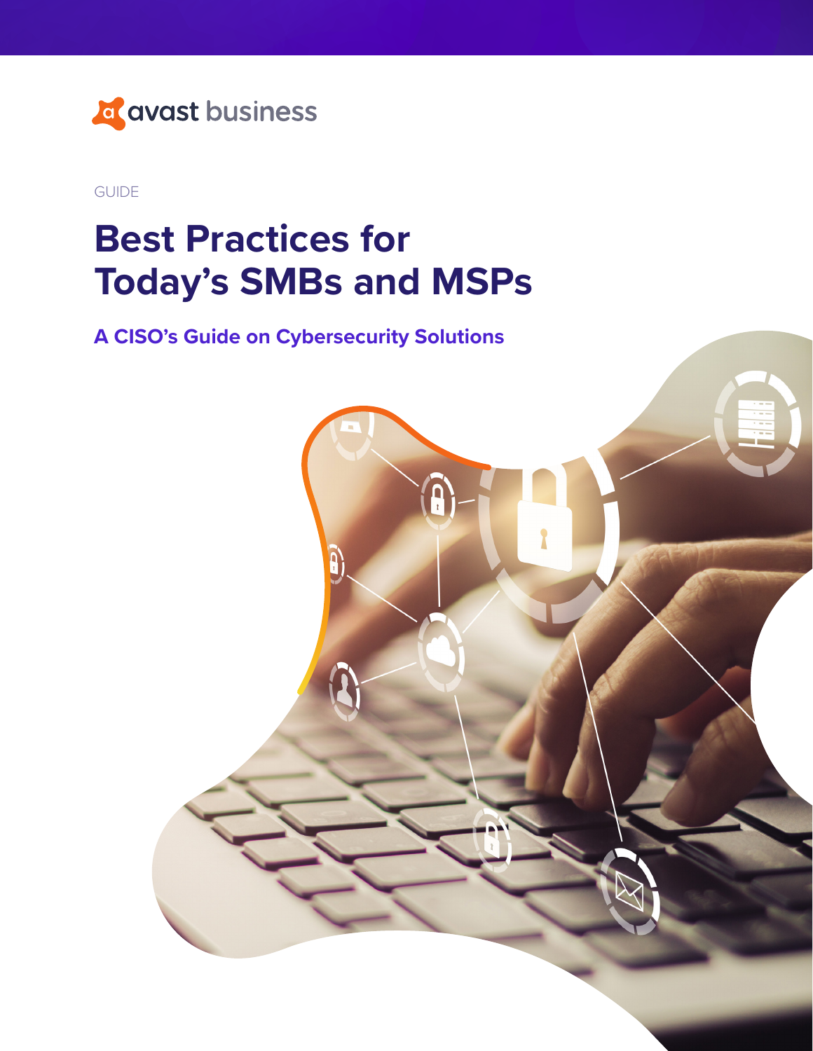avast business

GUIDE

# Best Practices for Today's SMBs and MSPs

## A CISO's Guide on Cybersecurity Solutions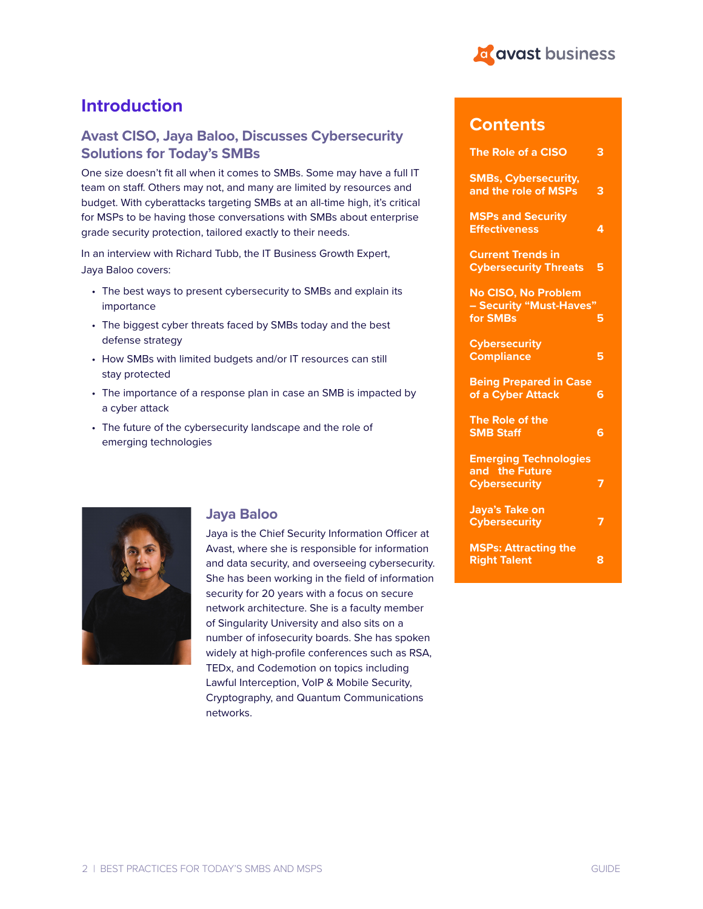# Introduction

## Avast CISO, Jaya Baloo, Discusses Cybersecurity Solutions for Today's SMBs

One size doesn't fit all when it comes to SMBs. Some may have a full IT team on staff. Others may not, and many are limited by resources and budget. With cyberattacks targeting SMBs at an all-time high, it's critical for MSPs to be having those conversations with SMBs about enterprise grade security protection, tailored exactly to their needs.

In an interview with Richard Tubb, the IT Business Growth Expert, Jaya Baloo covers:

- The best ways to present cybersecurity to SMBs and explain its importance
- The biggest cyber threats faced by SMBs today and the best defense strategy
- How SMBs with limited budgets and/or IT resources can still stay protected
- The importance of a response plan in case an SMB is impacted by a cyber attack
- The future of the cybersecurity landscape and the role of emerging technologies

### Jaya Baloo

Jaya is the Chief Security Information Officer at Avast, where she is responsible for information and data security, and overseeing cybersecurity. She has been working in the field of information security for 20 years with a focus on secure network architecture. She is a faculty member of Singularity University and also sits on a number of infosecurity boards. She has spoken widely at high-profile conferences such as RSA, TEDx, and Codemotion on topics including Lawful Interception, VoIP & Mobile Security, Cryptography, and Quantum Communications networks.

## Contents

| | |
|---|---|
| The Role of a CISO | 3 |
| SMBs, Cybersecurity, and the role of MSPs | 3 |
| MSPs and Security Effectiveness | 4 |
| Current Trends in Cybersecurity Threats | 5 |
| No CISO, No Problem – Security "Must-Haves" for SMBs | 5 |
| Cybersecurity Compliance | 5 |
| Being Prepared in Case of a Cyber Attack | 6 |
| The Role of the SMB Staff | 6 |
| Emerging Technologies and the Future Cybersecurity | 7 |
| Jaya's Take on Cybersecurity | 7 |
| MSPs: Attracting the Right Talent | 8 |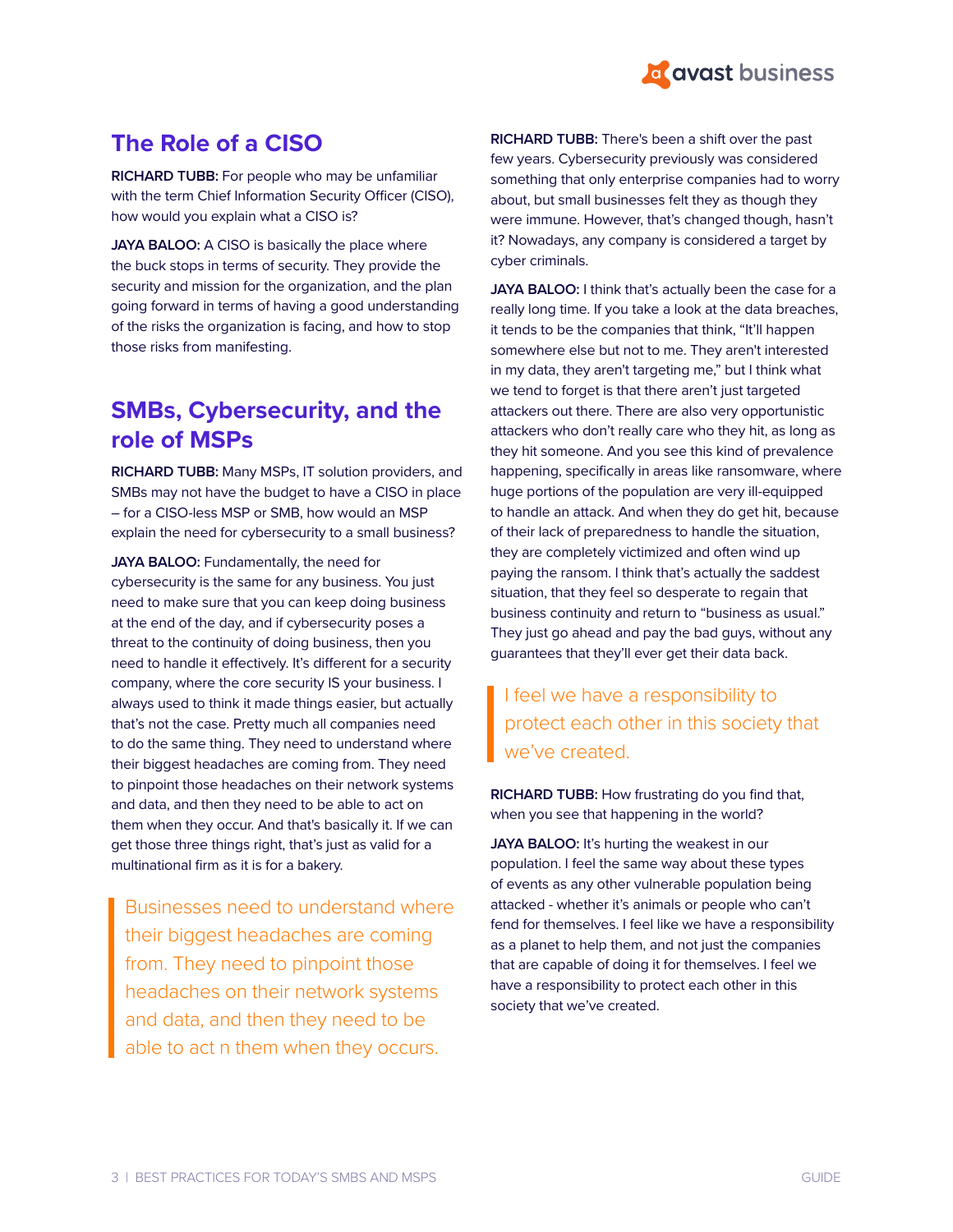## The Role of a CISO

**RICHARD TUBB:** For people who may be unfamiliar with the term Chief Information Security Officer (CISO), how would you explain what a CISO is?

**JAYA BALOO:** A CISO is basically the place where the buck stops in terms of security. They provide the security and mission for the organization, and the plan going forward in terms of having a good understanding of the risks the organization is facing, and how to stop those risks from manifesting.

## SMBs, Cybersecurity, and the role of MSPs

**RICHARD TUBB:** Many MSPs, IT solution providers, and SMBs may not have the budget to have a CISO in place – for a CISO-less MSP or SMB, how would an MSP explain the need for cybersecurity to a small business?

**JAYA BALOO:** Fundamentally, the need for cybersecurity is the same for any business. You just need to make sure that you can keep doing business at the end of the day, and if cybersecurity poses a threat to the continuity of doing business, then you need to handle it effectively. It's different for a security company, where the core security IS your business. I always used to think it made things easier, but actually that's not the case. Pretty much all companies need to do the same thing. They need to understand where their biggest headaches are coming from. They need to pinpoint those headaches on their network systems and data, and then they need to be able to act on them when they occur. And that's basically it. If we can get those three things right, that's just as valid for a multinational firm as it is for a bakery.

> Businesses need to understand where their biggest headaches are coming from. They need to pinpoint those headaches on their network systems and data, and then they need to be able to act n them when they occurs.

**RICHARD TUBB:** There's been a shift over the past few years. Cybersecurity previously was considered something that only enterprise companies had to worry about, but small businesses felt they as though they were immune. However, that's changed though, hasn't it? Nowadays, any company is considered a target by cyber criminals.

**JAYA BALOO:** I think that's actually been the case for a really long time. If you take a look at the data breaches, it tends to be the companies that think, "It'll happen somewhere else but not to me. They aren't interested in my data, they aren't targeting me," but I think what we tend to forget is that there aren't just targeted attackers out there. There are also very opportunistic attackers who don't really care who they hit, as long as they hit someone. And you see this kind of prevalence happening, specifically in areas like ransomware, where huge portions of the population are very ill-equipped to handle an attack. And when they do get hit, because of their lack of preparedness to handle the situation, they are completely victimized and often wind up paying the ransom. I think that's actually the saddest situation, that they feel so desperate to regain that business continuity and return to "business as usual." They just go ahead and pay the bad guys, without any guarantees that they'll ever get their data back.

> I feel we have a responsibility to protect each other in this society that we've created.

**RICHARD TUBB:** How frustrating do you find that, when you see that happening in the world?

**JAYA BALOO:** It's hurting the weakest in our population. I feel the same way about these types of events as any other vulnerable population being attacked - whether it's animals or people who can't fend for themselves. I feel like we have a responsibility as a planet to help them, and not just the companies that are capable of doing it for themselves. I feel we have a responsibility to protect each other in this society that we've created.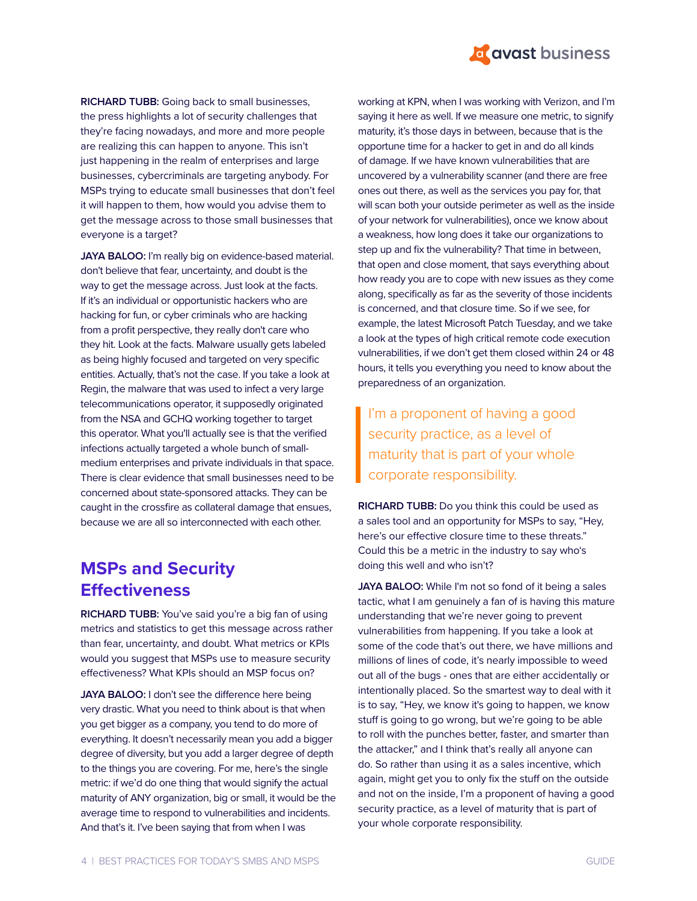**RICHARD TUBB:** Going back to small businesses, the press highlights a lot of security challenges that they're facing nowadays, and more and more people are realizing this can happen to anyone. This isn't just happening in the realm of enterprises and large businesses, cybercriminals are targeting anybody. For MSPs trying to educate small businesses that don't feel it will happen to them, how would you advise them to get the message across to those small businesses that everyone is a target?

**JAYA BALOO:** I'm really big on evidence-based material. don't believe that fear, uncertainty, and doubt is the way to get the message across. Just look at the facts. If it's an individual or opportunistic hackers who are hacking for fun, or cyber criminals who are hacking from a profit perspective, they really don't care who they hit. Look at the facts. Malware usually gets labeled as being highly focused and targeted on very specific entities. Actually, that's not the case. If you take a look at Regin, the malware that was used to infect a very large telecommunications operator, it supposedly originated from the NSA and GCHQ working together to target this operator. What you'll actually see is that the verified infections actually targeted a whole bunch of small-medium enterprises and private individuals in that space. There is clear evidence that small businesses need to be concerned about state-sponsored attacks. They can be caught in the crossfire as collateral damage that ensues, because we are all so interconnected with each other.

## MSPs and Security Effectiveness

**RICHARD TUBB:** You've said you're a big fan of using metrics and statistics to get this message across rather than fear, uncertainty, and doubt. What metrics or KPIs would you suggest that MSPs use to measure security effectiveness? What KPIs should an MSP focus on?

**JAYA BALOO:** I don't see the difference here being very drastic. What you need to think about is that when you get bigger as a company, you tend to do more of everything. It doesn't necessarily mean you add a bigger degree of diversity, but you add a larger degree of depth to the things you are covering. For me, here's the single metric: if we'd do one thing that would signify the actual maturity of ANY organization, big or small, it would be the average time to respond to vulnerabilities and incidents. And that's it. I've been saying that from when I was working at KPN, when I was working with Verizon, and I'm saying it here as well. If we measure one metric, to signify maturity, it's those days in between, because that is the opportune time for a hacker to get in and do all kinds of damage. If we have known vulnerabilities that are uncovered by a vulnerability scanner (and there are free ones out there, as well as the services you pay for, that will scan both your outside perimeter as well as the inside of your network for vulnerabilities), once we know about a weakness, how long does it take our organizations to step up and fix the vulnerability? That time in between, that open and close moment, that says everything about how ready you are to cope with new issues as they come along, specifically as far as the severity of those incidents is concerned, and that closure time. So if we see, for example, the latest Microsoft Patch Tuesday, and we take a look at the types of high critical remote code execution vulnerabilities, if we don't get them closed within 24 or 48 hours, it tells you everything you need to know about the preparedness of an organization.

> I'm a proponent of having a good security practice, as a level of maturity that is part of your whole corporate responsibility.

**RICHARD TUBB:** Do you think this could be used as a sales tool and an opportunity for MSPs to say, "Hey, here's our effective closure time to these threats." Could this be a metric in the industry to say who's doing this well and who isn't?

**JAYA BALOO:** While I'm not so fond of it being a sales tactic, what I am genuinely a fan of is having this mature understanding that we're never going to prevent vulnerabilities from happening. If you take a look at some of the code that's out there, we have millions and millions of lines of code, it's nearly impossible to weed out all of the bugs - ones that are either accidentally or intentionally placed. So the smartest way to deal with it is to say, "Hey, we know it's going to happen, we know stuff is going to go wrong, but we're going to be able to roll with the punches better, faster, and smarter than the attacker," and I think that's really all anyone can do. So rather than using it as a sales incentive, which again, might get you to only fix the stuff on the outside and not on the inside, I'm a proponent of having a good security practice, as a level of maturity that is part of your whole corporate responsibility.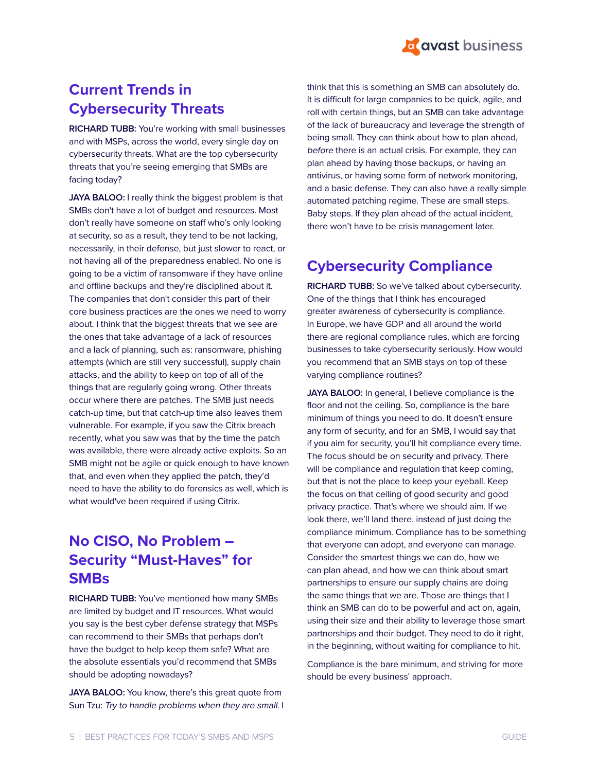## Current Trends in Cybersecurity Threats

**RICHARD TUBB:** You're working with small businesses and with MSPs, across the world, every single day on cybersecurity threats. What are the top cybersecurity threats that you're seeing emerging that SMBs are facing today?

**JAYA BALOO:** I really think the biggest problem is that SMBs don't have a lot of budget and resources. Most don't really have someone on staff who's only looking at security, so as a result, they tend to be not lacking, necessarily, in their defense, but just slower to react, or not having all of the preparedness enabled. No one is going to be a victim of ransomware if they have online and offline backups and they're disciplined about it. The companies that don't consider this part of their core business practices are the ones we need to worry about. I think that the biggest threats that we see are the ones that take advantage of a lack of resources and a lack of planning, such as: ransomware, phishing attempts (which are still very successful), supply chain attacks, and the ability to keep on top of all of the things that are regularly going wrong. Other threats occur where there are patches. The SMB just needs catch-up time, but that catch-up time also leaves them vulnerable. For example, if you saw the Citrix breach recently, what you saw was that by the time the patch was available, there were already active exploits. So an SMB might not be agile or quick enough to have known that, and even when they applied the patch, they'd need to have the ability to do forensics as well, which is what would've been required if using Citrix.

## No CISO, No Problem – Security "Must-Haves" for SMBs

**RICHARD TUBB:** You've mentioned how many SMBs are limited by budget and IT resources. What would you say is the best cyber defense strategy that MSPs can recommend to their SMBs that perhaps don't have the budget to help keep them safe? What are the absolute essentials you'd recommend that SMBs should be adopting nowadays?

**JAYA BALOO:** You know, there's this great quote from Sun Tzu: *Try to handle problems when they are small.* I think that this is something an SMB can absolutely do. It is difficult for large companies to be quick, agile, and roll with certain things, but an SMB can take advantage of the lack of bureaucracy and leverage the strength of being small. They can think about how to plan ahead, *before* there is an actual crisis. For example, they can plan ahead by having those backups, or having an antivirus, or having some form of network monitoring, and a basic defense. They can also have a really simple automated patching regime. These are small steps. Baby steps. If they plan ahead of the actual incident, there won't have to be crisis management later.

## Cybersecurity Compliance

**RICHARD TUBB:** So we've talked about cybersecurity. One of the things that I think has encouraged greater awareness of cybersecurity is compliance. In Europe, we have GDP and all around the world there are regional compliance rules, which are forcing businesses to take cybersecurity seriously. How would you recommend that an SMB stays on top of these varying compliance routines?

**JAYA BALOO:** In general, I believe compliance is the floor and not the ceiling. So, compliance is the bare minimum of things you need to do. It doesn't ensure any form of security, and for an SMB, I would say that if you aim for security, you'll hit compliance every time. The focus should be on security and privacy. There will be compliance and regulation that keep coming, but that is not the place to keep your eyeball. Keep the focus on that ceiling of good security and good privacy practice. That's where we should aim. If we look there, we'll land there, instead of just doing the compliance minimum. Compliance has to be something that everyone can adopt, and everyone can manage. Consider the smartest things we can do, how we can plan ahead, and how we can think about smart partnerships to ensure our supply chains are doing the same things that we are. Those are things that I think an SMB can do to be powerful and act on, again, using their size and their ability to leverage those smart partnerships and their budget. They need to do it right, in the beginning, without waiting for compliance to hit.

Compliance is the bare minimum, and striving for more should be every business' approach.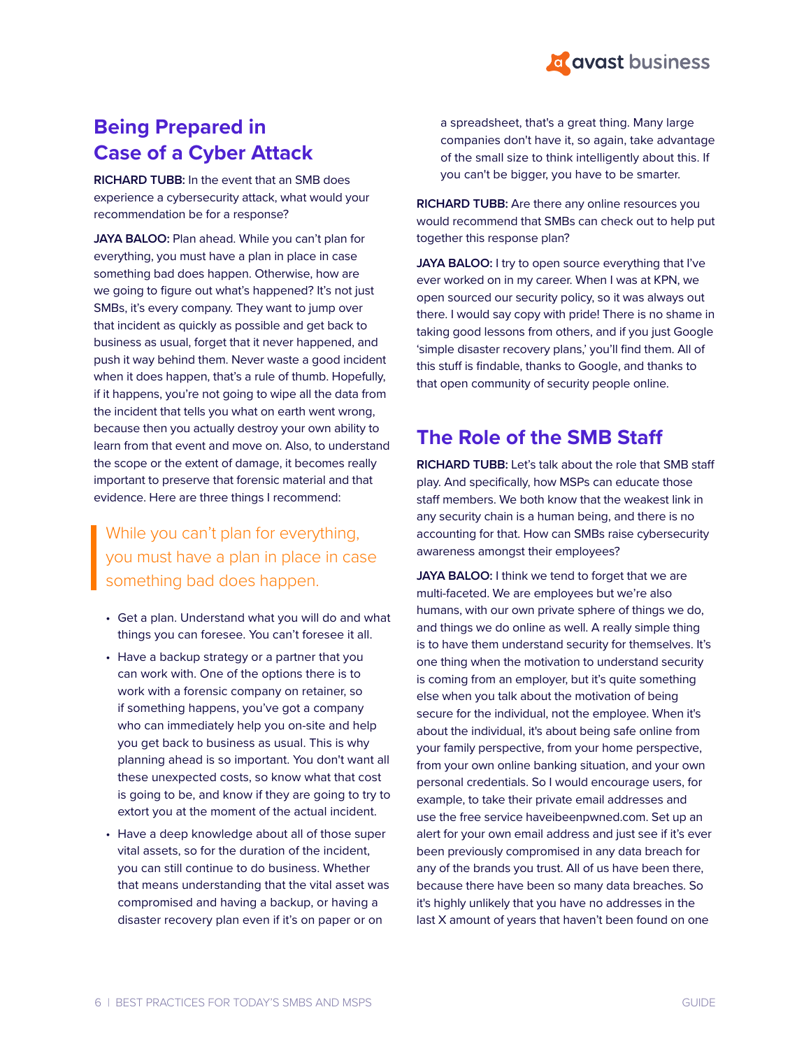## Being Prepared in Case of a Cyber Attack

**RICHARD TUBB:** In the event that an SMB does experience a cybersecurity attack, what would your recommendation be for a response?

**JAYA BALOO:** Plan ahead. While you can't plan for everything, you must have a plan in place in case something bad does happen. Otherwise, how are we going to figure out what's happened? It's not just SMBs, it's every company. They want to jump over that incident as quickly as possible and get back to business as usual, forget that it never happened, and push it way behind them. Never waste a good incident when it does happen, that's a rule of thumb. Hopefully, if it happens, you're not going to wipe all the data from the incident that tells you what on earth went wrong, because then you actually destroy your own ability to learn from that event and move on. Also, to understand the scope or the extent of damage, it becomes really important to preserve that forensic material and that evidence. Here are three things I recommend:

> While you can't plan for everything, you must have a plan in place in case something bad does happen.

- Get a plan. Understand what you will do and what things you can foresee. You can't foresee it all.
- Have a backup strategy or a partner that you can work with. One of the options there is to work with a forensic company on retainer, so if something happens, you've got a company who can immediately help you on-site and help you get back to business as usual. This is why planning ahead is so important. You don't want all these unexpected costs, so know what that cost is going to be, and know if they are going to try to extort you at the moment of the actual incident.
- Have a deep knowledge about all of those super vital assets, so for the duration of the incident, you can still continue to do business. Whether that means understanding that the vital asset was compromised and having a backup, or having a disaster recovery plan even if it's on paper or on a spreadsheet, that's a great thing. Many large companies don't have it, so again, take advantage of the small size to think intelligently about this. If you can't be bigger, you have to be smarter.

**RICHARD TUBB:** Are there any online resources you would recommend that SMBs can check out to help put together this response plan?

**JAYA BALOO:** I try to open source everything that I've ever worked on in my career. When I was at KPN, we open sourced our security policy, so it was always out there. I would say copy with pride! There is no shame in taking good lessons from others, and if you just Google 'simple disaster recovery plans,' you'll find them. All of this stuff is findable, thanks to Google, and thanks to that open community of security people online.

## The Role of the SMB Staff

**RICHARD TUBB:** Let's talk about the role that SMB staff play. And specifically, how MSPs can educate those staff members. We both know that the weakest link in any security chain is a human being, and there is no accounting for that. How can SMBs raise cybersecurity awareness amongst their employees?

**JAYA BALOO:** I think we tend to forget that we are multi-faceted. We are employees but we're also humans, with our own private sphere of things we do, and things we do online as well. A really simple thing is to have them understand security for themselves. It's one thing when the motivation to understand security is coming from an employer, but it's quite something else when you talk about the motivation of being secure for the individual, not the employee. When it's about the individual, it's about being safe online from your family perspective, from your home perspective, from your own online banking situation, and your own personal credentials. So I would encourage users, for example, to take their private email addresses and use the free service haveibeenpwned.com. Set up an alert for your own email address and just see if it's ever been previously compromised in any data breach for any of the brands you trust. All of us have been there, because there have been so many data breaches. So it's highly unlikely that you have no addresses in the last X amount of years that haven't been found on one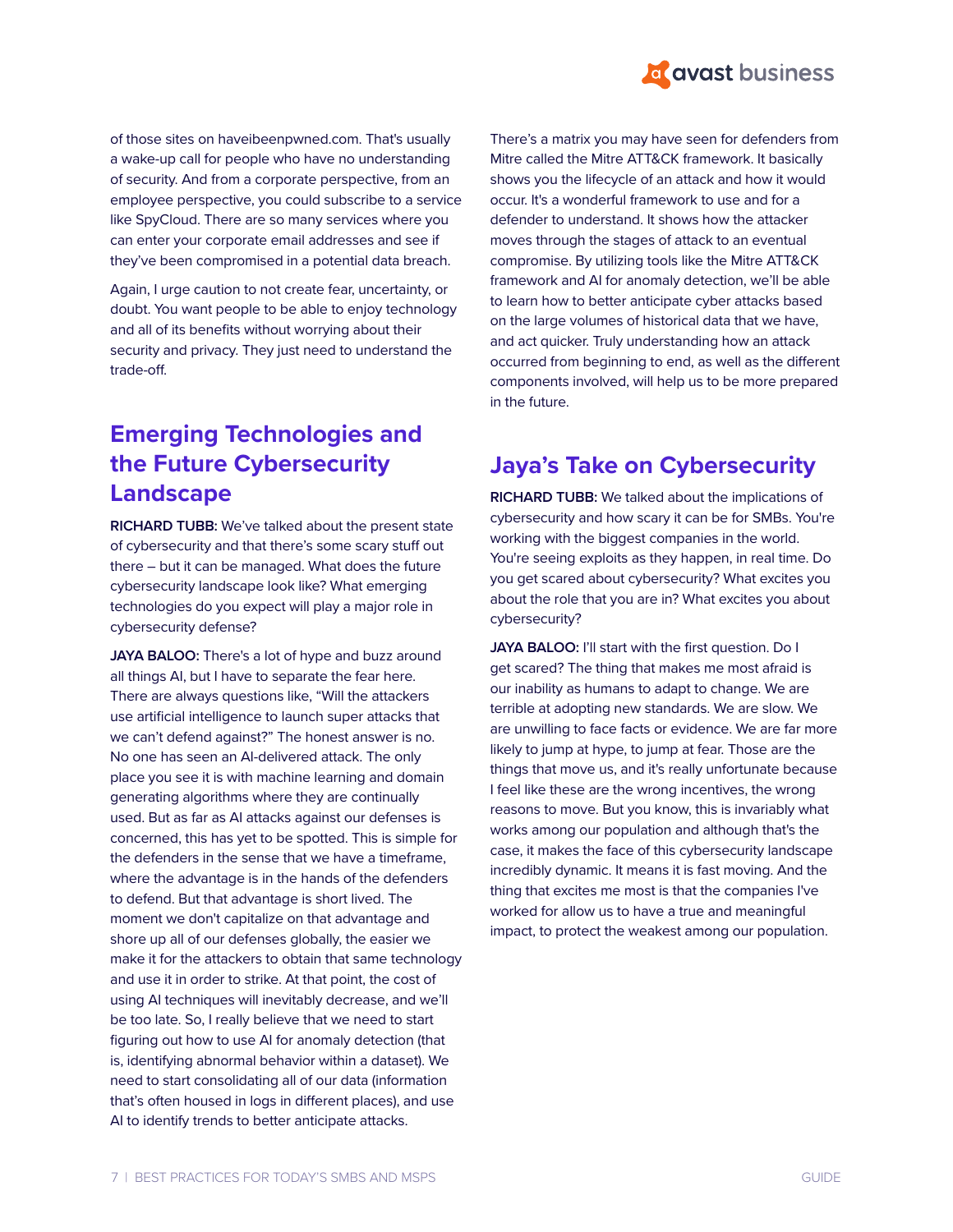of those sites on haveibeenpwned.com. That's usually a wake-up call for people who have no understanding of security. And from a corporate perspective, from an employee perspective, you could subscribe to a service like SpyCloud. There are so many services where you can enter your corporate email addresses and see if they've been compromised in a potential data breach.

Again, I urge caution to not create fear, uncertainty, or doubt. You want people to be able to enjoy technology and all of its benefits without worrying about their security and privacy. They just need to understand the trade-off.

## Emerging Technologies and the Future Cybersecurity Landscape

**RICHARD TUBB:** We've talked about the present state of cybersecurity and that there's some scary stuff out there – but it can be managed. What does the future cybersecurity landscape look like? What emerging technologies do you expect will play a major role in cybersecurity defense?

**JAYA BALOO:** There's a lot of hype and buzz around all things AI, but I have to separate the fear here. There are always questions like, "Will the attackers use artificial intelligence to launch super attacks that we can't defend against?" The honest answer is no. No one has seen an AI-delivered attack. The only place you see it is with machine learning and domain generating algorithms where they are continually used. But as far as AI attacks against our defenses is concerned, this has yet to be spotted. This is simple for the defenders in the sense that we have a timeframe, where the advantage is in the hands of the defenders to defend. But that advantage is short lived. The moment we don't capitalize on that advantage and shore up all of our defenses globally, the easier we make it for the attackers to obtain that same technology and use it in order to strike. At that point, the cost of using AI techniques will inevitably decrease, and we'll be too late. So, I really believe that we need to start figuring out how to use AI for anomaly detection (that is, identifying abnormal behavior within a dataset). We need to start consolidating all of our data (information that's often housed in logs in different places), and use AI to identify trends to better anticipate attacks.

There's a matrix you may have seen for defenders from Mitre called the Mitre ATT&CK framework. It basically shows you the lifecycle of an attack and how it would occur. It's a wonderful framework to use and for a defender to understand. It shows how the attacker moves through the stages of attack to an eventual compromise. By utilizing tools like the Mitre ATT&CK framework and AI for anomaly detection, we'll be able to learn how to better anticipate cyber attacks based on the large volumes of historical data that we have, and act quicker. Truly understanding how an attack occurred from beginning to end, as well as the different components involved, will help us to be more prepared in the future.

## Jaya's Take on Cybersecurity

**RICHARD TUBB:** We talked about the implications of cybersecurity and how scary it can be for SMBs. You're working with the biggest companies in the world. You're seeing exploits as they happen, in real time. Do you get scared about cybersecurity? What excites you about the role that you are in? What excites you about cybersecurity?

**JAYA BALOO:** I'll start with the first question. Do I get scared? The thing that makes me most afraid is our inability as humans to adapt to change. We are terrible at adopting new standards. We are slow. We are unwilling to face facts or evidence. We are far more likely to jump at hype, to jump at fear. Those are the things that move us, and it's really unfortunate because I feel like these are the wrong incentives, the wrong reasons to move. But you know, this is invariably what works among our population and although that's the case, it makes the face of this cybersecurity landscape incredibly dynamic. It means it is fast moving. And the thing that excites me most is that the companies I've worked for allow us to have a true and meaningful impact, to protect the weakest among our population.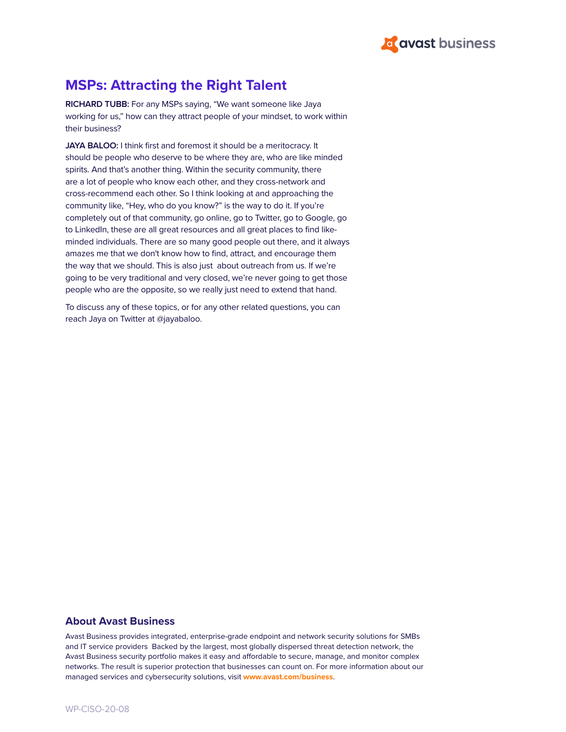## MSPs: Attracting the Right Talent

**RICHARD TUBB:** For any MSPs saying, "We want someone like Jaya working for us," how can they attract people of your mindset, to work within their business?

**JAYA BALOO:** I think first and foremost it should be a meritocracy. It should be people who deserve to be where they are, who are like minded spirits. And that's another thing. Within the security community, there are a lot of people who know each other, and they cross-network and cross-recommend each other. So I think looking at and approaching the community like, "Hey, who do you know?" is the way to do it. If you're completely out of that community, go online, go to Twitter, go to Google, go to LinkedIn, these are all great resources and all great places to find like-minded individuals. There are so many good people out there, and it always amazes me that we don't know how to find, attract, and encourage them the way that we should. This is also just about outreach from us. If we're going to be very traditional and very closed, we're never going to get those people who are the opposite, so we really just need to extend that hand.

To discuss any of these topics, or for any other related questions, you can reach Jaya on Twitter at @jayabaloo.

### About Avast Business

Avast Business provides integrated, enterprise-grade endpoint and network security solutions for SMBs and IT service providers Backed by the largest, most globally dispersed threat detection network, the Avast Business security portfolio makes it easy and affordable to secure, manage, and monitor complex networks. The result is superior protection that businesses can count on. For more information about our managed services and cybersecurity solutions, visit **www.avast.com/business**.

WP-CISO-20-08